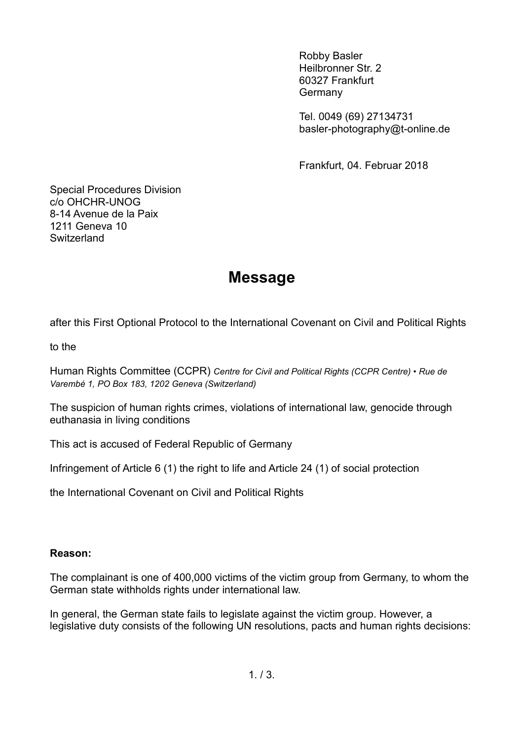Robby Basler
Heilbronner Str. 2
60327 Frankfurt
Germany

Tel. 0049 (69) 27134731
basler-photography@t-online.de

Frankfurt, 04. Februar 2018

Special Procedures Division
c/o OHCHR-UNOG
8-14 Avenue de la Paix
1211 Geneva 10
Switzerland

# Message

after this First Optional Protocol to the International Covenant on Civil and Political Rights

to the

Human Rights Committee (CCPR) *Centre for Civil and Political Rights (CCPR Centre) • Rue de Varembé 1, PO Box 183, 1202 Geneva (Switzerland)*

The suspicion of human rights crimes, violations of international law, genocide through euthanasia in living conditions

This act is accused of Federal Republic of Germany

Infringement of Article 6 (1) the right to life and Article 24 (1) of social protection

the International Covenant on Civil and Political Rights

**Reason:**

The complainant is one of 400,000 victims of the victim group from Germany, to whom the German state withholds rights under international law.

In general, the German state fails to legislate against the victim group. However, a legislative duty consists of the following UN resolutions, pacts and human rights decisions: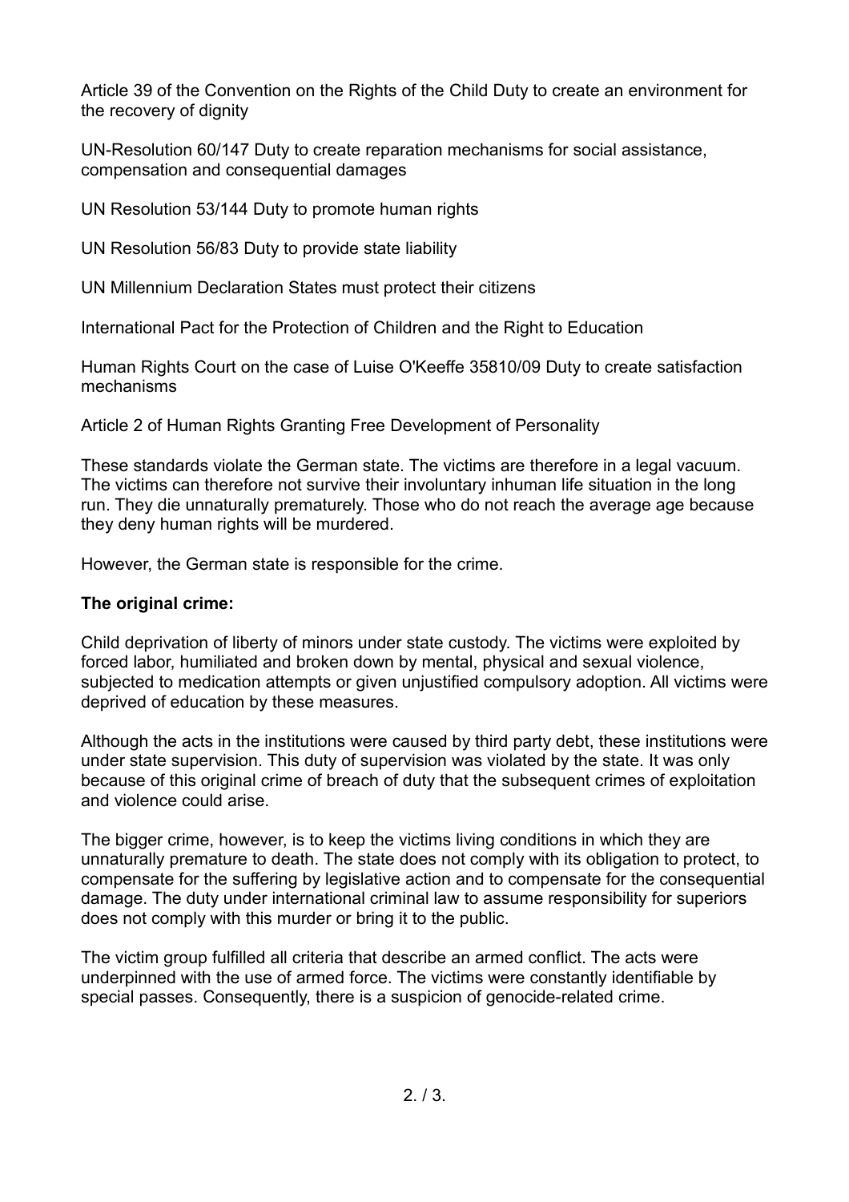Article 39 of the Convention on the Rights of the Child Duty to create an environment for the recovery of dignity

UN-Resolution 60/147 Duty to create reparation mechanisms for social assistance, compensation and consequential damages

UN Resolution 53/144 Duty to promote human rights

UN Resolution 56/83 Duty to provide state liability

UN Millennium Declaration States must protect their citizens

International Pact for the Protection of Children and the Right to Education

Human Rights Court on the case of Luise O'Keeffe 35810/09 Duty to create satisfaction mechanisms

Article 2 of Human Rights Granting Free Development of Personality

These standards violate the German state. The victims are therefore in a legal vacuum. The victims can therefore not survive their involuntary inhuman life situation in the long run. They die unnaturally prematurely. Those who do not reach the average age because they deny human rights will be murdered.

However, the German state is responsible for the crime.

**The original crime:**

Child deprivation of liberty of minors under state custody. The victims were exploited by forced labor, humiliated and broken down by mental, physical and sexual violence, subjected to medication attempts or given unjustified compulsory adoption. All victims were deprived of education by these measures.

Although the acts in the institutions were caused by third party debt, these institutions were under state supervision. This duty of supervision was violated by the state. It was only because of this original crime of breach of duty that the subsequent crimes of exploitation and violence could arise.

The bigger crime, however, is to keep the victims living conditions in which they are unnaturally premature to death. The state does not comply with its obligation to protect, to compensate for the suffering by legislative action and to compensate for the consequential damage. The duty under international criminal law to assume responsibility for superiors does not comply with this murder or bring it to the public.

The victim group fulfilled all criteria that describe an armed conflict. The acts were underpinned with the use of armed force. The victims were constantly identifiable by special passes. Consequently, there is a suspicion of genocide-related crime.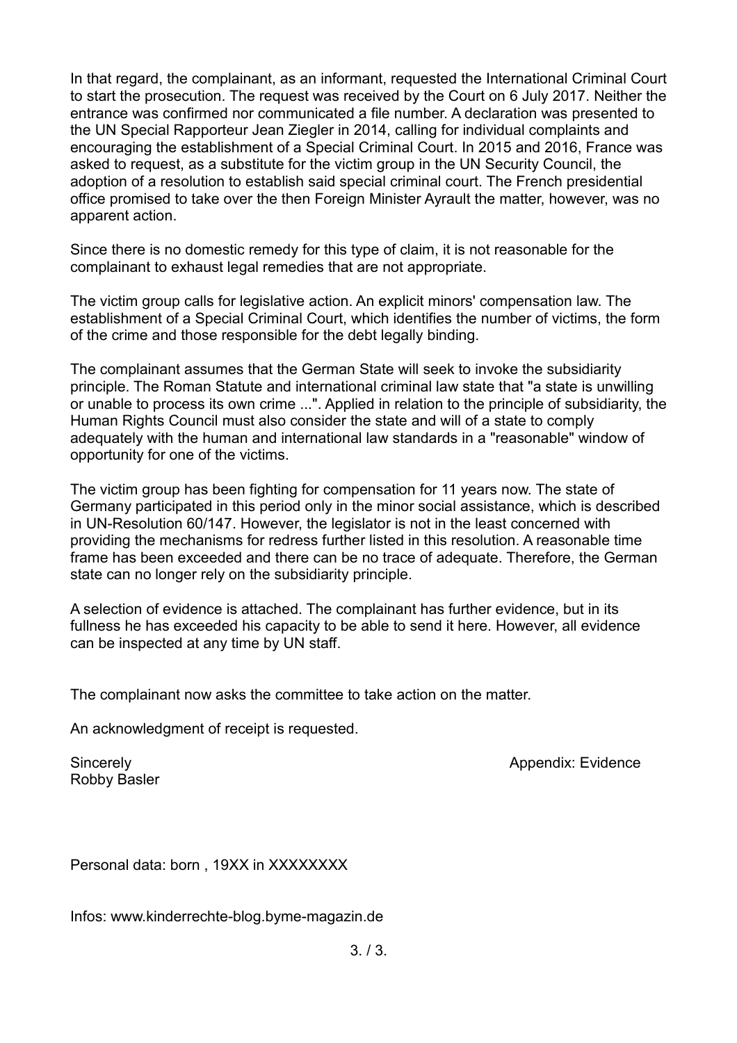In that regard, the complainant, as an informant, requested the International Criminal Court to start the prosecution. The request was received by the Court on 6 July 2017. Neither the entrance was confirmed nor communicated a file number. A declaration was presented to the UN Special Rapporteur Jean Ziegler in 2014, calling for individual complaints and encouraging the establishment of a Special Criminal Court. In 2015 and 2016, France was asked to request, as a substitute for the victim group in the UN Security Council, the adoption of a resolution to establish said special criminal court. The French presidential office promised to take over the then Foreign Minister Ayrault the matter, however, was no apparent action.

Since there is no domestic remedy for this type of claim, it is not reasonable for the complainant to exhaust legal remedies that are not appropriate.

The victim group calls for legislative action. An explicit minors' compensation law. The establishment of a Special Criminal Court, which identifies the number of victims, the form of the crime and those responsible for the debt legally binding.

The complainant assumes that the German State will seek to invoke the subsidiarity principle. The Roman Statute and international criminal law state that "a state is unwilling or unable to process its own crime ...". Applied in relation to the principle of subsidiarity, the Human Rights Council must also consider the state and will of a state to comply adequately with the human and international law standards in a "reasonable" window of opportunity for one of the victims.

The victim group has been fighting for compensation for 11 years now. The state of Germany participated in this period only in the minor social assistance, which is described in UN-Resolution 60/147. However, the legislator is not in the least concerned with providing the mechanisms for redress further listed in this resolution. A reasonable time frame has been exceeded and there can be no trace of adequate. Therefore, the German state can no longer rely on the subsidiarity principle.

A selection of evidence is attached. The complainant has further evidence, but in its fullness he has exceeded his capacity to be able to send it here. However, all evidence can be inspected at any time by UN staff.

The complainant now asks the committee to take action on the matter.

An acknowledgment of receipt is requested.

Sincerely
Robby Basler

Appendix: Evidence

Personal data: born , 19XX in XXXXXXXX

Infos: www.kinderrechte-blog.byme-magazin.de